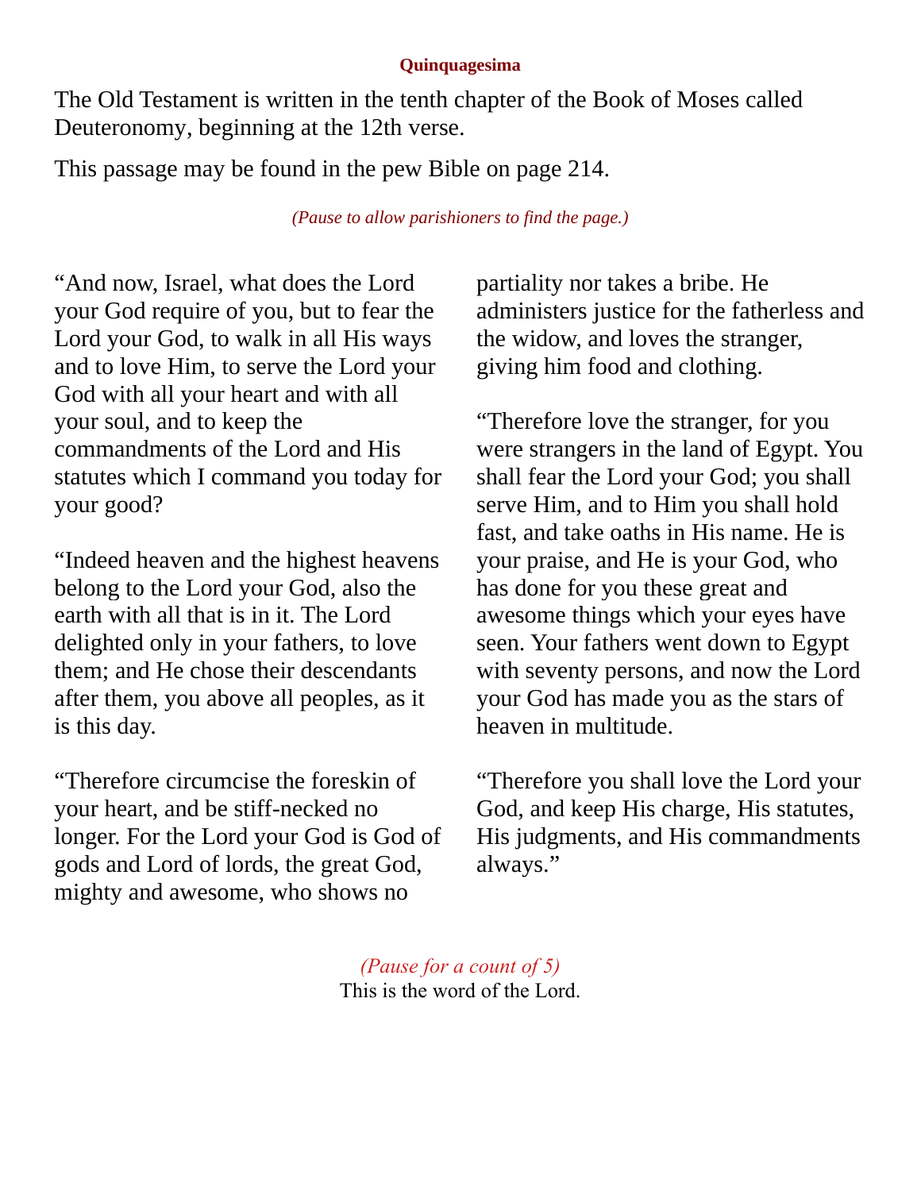### Quinquagesima

The Old Testament is written in the tenth chapter of the Book of Moses called Deuteronomy, beginning at the 12th verse.

This passage may be found in the pew Bible on page 214.

*(Pause to allow parishioners to find the page.)*

“And now, Israel, what does the Lord your God require of you, but to fear the Lord your God, to walk in all His ways and to love Him, to serve the Lord your God with all your heart and with all your soul, and to keep the commandments of the Lord and His statutes which I command you today for your good?

“Indeed heaven and the highest heavens belong to the Lord your God, also the earth with all that is in it. The Lord delighted only in your fathers, to love them; and He chose their descendants after them, you above all peoples, as it is this day.

“Therefore circumcise the foreskin of your heart, and be stiff-necked no longer. For the Lord your God is God of gods and Lord of lords, the great God, mighty and awesome, who shows no partiality nor takes a bribe. He administers justice for the fatherless and the widow, and loves the stranger, giving him food and clothing.

“Therefore love the stranger, for you were strangers in the land of Egypt. You shall fear the Lord your God; you shall serve Him, and to Him you shall hold fast, and take oaths in His name. He is your praise, and He is your God, who has done for you these great and awesome things which your eyes have seen. Your fathers went down to Egypt with seventy persons, and now the Lord your God has made you as the stars of heaven in multitude.

“Therefore you shall love the Lord your God, and keep His charge, His statutes, His judgments, and His commandments always.”

*(Pause for a count of 5)*

This is the word of the Lord.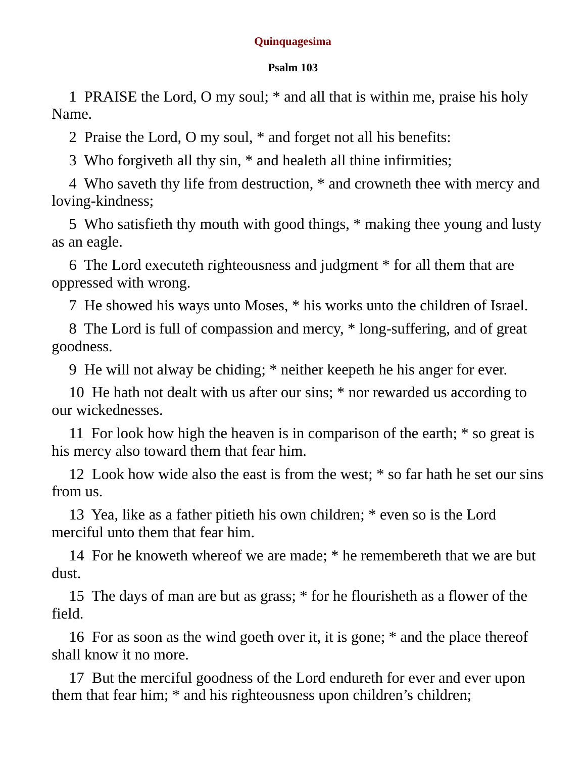**Quinquagesima**

**Psalm 103**

1 PRAISE the Lord, O my soul; * and all that is within me, praise his holy Name.

2 Praise the Lord, O my soul, * and forget not all his benefits:

3 Who forgiveth all thy sin, * and healeth all thine infirmities;

4 Who saveth thy life from destruction, * and crowneth thee with mercy and loving-kindness;

5 Who satisfieth thy mouth with good things, * making thee young and lusty as an eagle.

6 The Lord executeth righteousness and judgment * for all them that are oppressed with wrong.

7 He showed his ways unto Moses, * his works unto the children of Israel.

8 The Lord is full of compassion and mercy, * long-suffering, and of great goodness.

9 He will not alway be chiding; * neither keepeth he his anger for ever.

10 He hath not dealt with us after our sins; * nor rewarded us according to our wickednesses.

11 For look how high the heaven is in comparison of the earth; * so great is his mercy also toward them that fear him.

12 Look how wide also the east is from the west; * so far hath he set our sins from us.

13 Yea, like as a father pitieth his own children; * even so is the Lord merciful unto them that fear him.

14 For he knoweth whereof we are made; * he remembereth that we are but dust.

15 The days of man are but as grass; * for he flourisheth as a flower of the field.

16 For as soon as the wind goeth over it, it is gone; * and the place thereof shall know it no more.

17 But the merciful goodness of the Lord endureth for ever and ever upon them that fear him; * and his righteousness upon children's children;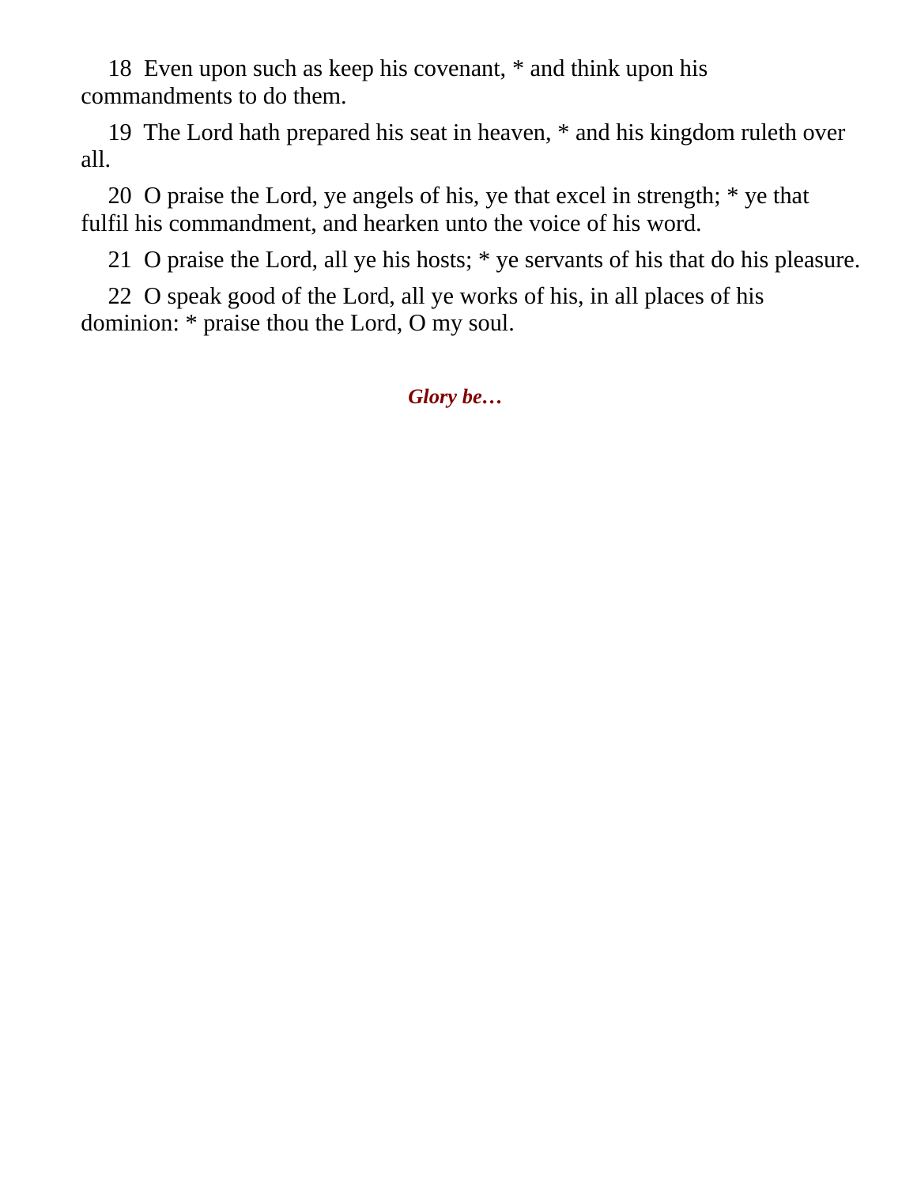18  Even upon such as keep his covenant, * and think upon his commandments to do them.

19  The Lord hath prepared his seat in heaven, * and his kingdom ruleth over all.

20  O praise the Lord, ye angels of his, ye that excel in strength; * ye that fulfil his commandment, and hearken unto the voice of his word.

21  O praise the Lord, all ye his hosts; * ye servants of his that do his pleasure.

22  O speak good of the Lord, all ye works of his, in all places of his dominion: * praise thou the Lord, O my soul.

***Glory be…***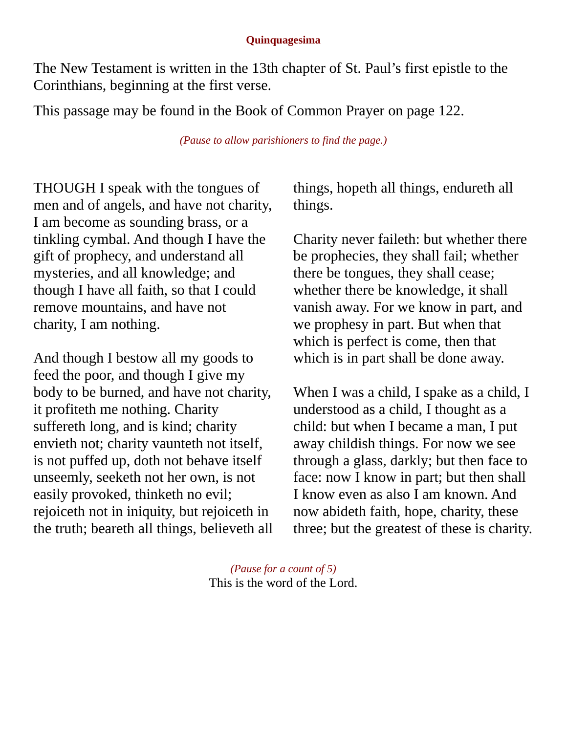**Quinquagesima**

The New Testament is written in the 13th chapter of St. Paul’s first epistle to the Corinthians, beginning at the first verse.

This passage may be found in the Book of Common Prayer on page 122.

*(Pause to allow parishioners to find the page.)*

THOUGH I speak with the tongues of men and of angels, and have not charity, I am become as sounding brass, or a tinkling cymbal. And though I have the gift of prophecy, and understand all mysteries, and all knowledge; and though I have all faith, so that I could remove mountains, and have not charity, I am nothing.

And though I bestow all my goods to feed the poor, and though I give my body to be burned, and have not charity, it profiteth me nothing. Charity suffereth long, and is kind; charity envieth not; charity vaunteth not itself, is not puffed up, doth not behave itself unseemly, seeketh not her own, is not easily provoked, thinketh no evil; rejoiceth not in iniquity, but rejoiceth in the truth; beareth all things, believeth all things, hopeth all things, endureth all things.

Charity never faileth: but whether there be prophecies, they shall fail; whether there be tongues, they shall cease; whether there be knowledge, it shall vanish away. For we know in part, and we prophesy in part. But when that which is perfect is come, then that which is in part shall be done away.

When I was a child, I spake as a child, I understood as a child, I thought as a child: but when I became a man, I put away childish things. For now we see through a glass, darkly; but then face to face: now I know in part; but then shall I know even as also I am known. And now abideth faith, hope, charity, these three; but the greatest of these is charity.

*(Pause for a count of 5)*

This is the word of the Lord.